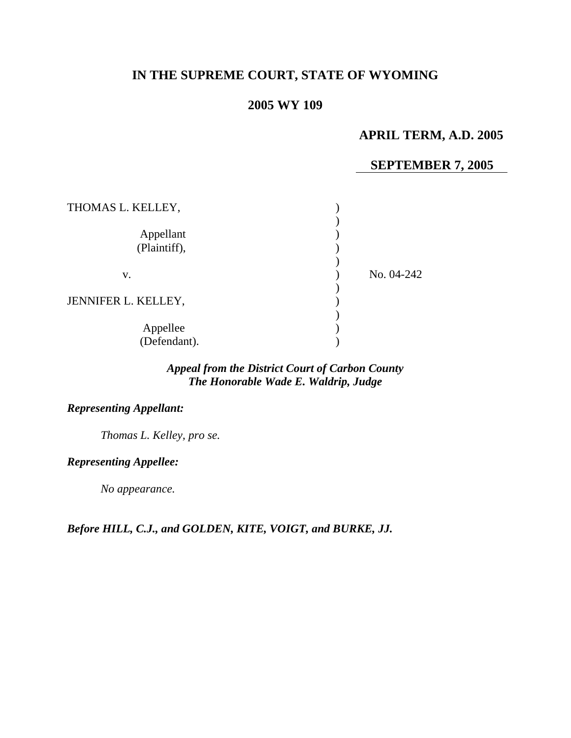# IN THE SUPREME COURT, STATE OF WYOMING

## 2005 WY 109

**APRIL TERM, A.D. 2005**

**SEPTEMBER 7, 2005**

| | | |
|---|---|---|
| THOMAS L. KELLEY, | ) | |
| | ) | |
| Appellant | ) | |
| (Plaintiff), | ) | |
| | ) | |
| v. | ) | No. 04-242 |
| | ) | |
| JENNIFER L. KELLEY, | ) | |
| | ) | |
| Appellee | ) | |
| (Defendant). | ) | |

***Appeal from the District Court of Carbon County***
***The Honorable Wade E. Waldrip, Judge***

***Representing Appellant:***

*Thomas L. Kelley, pro se.*

***Representing Appellee:***

*No appearance.*

***Before HILL, C.J., and GOLDEN, KITE, VOIGT, and BURKE, JJ.***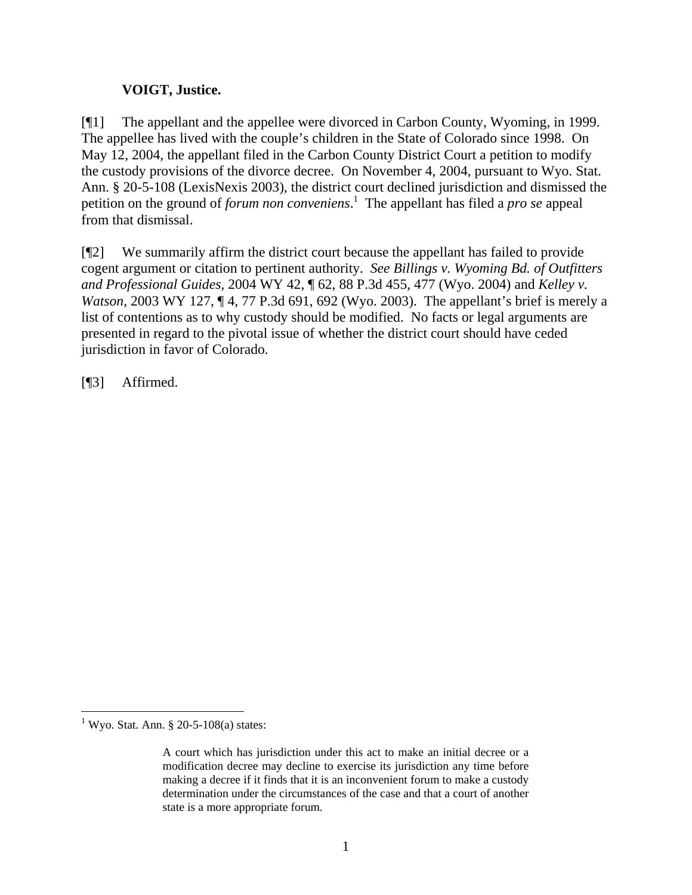**VOIGT, Justice.**

[¶1] The appellant and the appellee were divorced in Carbon County, Wyoming, in 1999. The appellee has lived with the couple's children in the State of Colorado since 1998. On May 12, 2004, the appellant filed in the Carbon County District Court a petition to modify the custody provisions of the divorce decree. On November 4, 2004, pursuant to Wyo. Stat. Ann. § 20-5-108 (LexisNexis 2003), the district court declined jurisdiction and dismissed the petition on the ground of *forum non conveniens*.[1] The appellant has filed a *pro se* appeal from that dismissal.

[¶2] We summarily affirm the district court because the appellant has failed to provide cogent argument or citation to pertinent authority. *See Billings v. Wyoming Bd. of Outfitters and Professional Guides*, 2004 WY 42, ¶ 62, 88 P.3d 455, 477 (Wyo. 2004) and *Kelley v. Watson*, 2003 WY 127, ¶ 4, 77 P.3d 691, 692 (Wyo. 2003). The appellant's brief is merely a list of contentions as to why custody should be modified. No facts or legal arguments are presented in regard to the pivotal issue of whether the district court should have ceded jurisdiction in favor of Colorado.

[¶3] Affirmed.

---

[1] Wyo. Stat. Ann. § 20-5-108(a) states:

> A court which has jurisdiction under this act to make an initial decree or a modification decree may decline to exercise its jurisdiction any time before making a decree if it finds that it is an inconvenient forum to make a custody determination under the circumstances of the case and that a court of another state is a more appropriate forum.